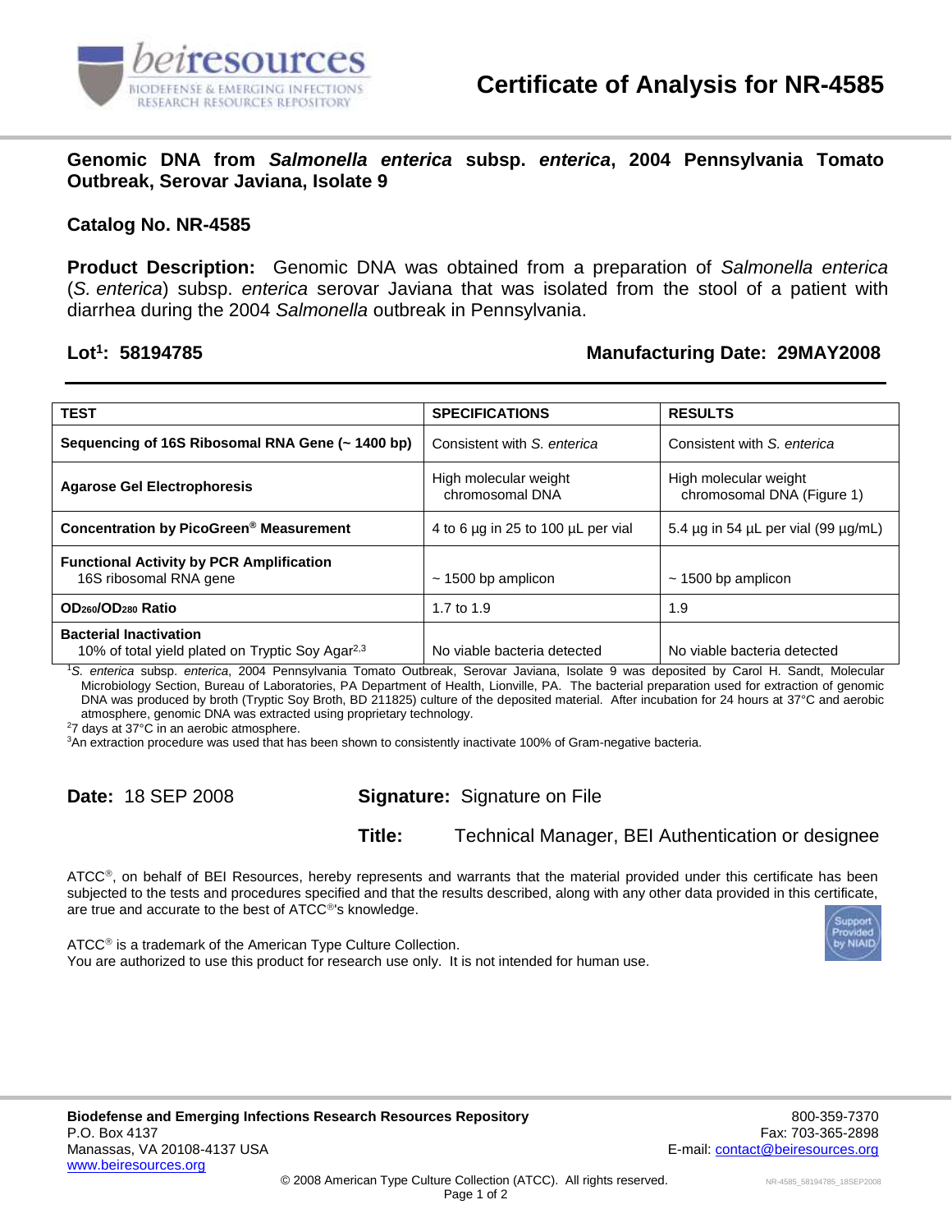# Certificate of Analysis for NR-4585

## Genomic DNA from *Salmonella enterica* subsp. *enterica*, 2004 Pennsylvania Tomato Outbreak, Serovar Javiana, Isolate 9

**Catalog No. NR-4585**

**Product Description:** Genomic DNA was obtained from a preparation of *Salmonella enterica* (*S. enterica*) subsp. *enterica* serovar Javiana that was isolated from the stool of a patient with diarrhea during the 2004 *Salmonella* outbreak in Pennsylvania.

**Lot[1]: 58194785** **Manufacturing Date: 29MAY2008**

| TEST | SPECIFICATIONS | RESULTS |
|---|---|---|
| **Sequencing of 16S Ribosomal RNA Gene (~ 1400 bp)** | Consistent with *S. enterica* | Consistent with *S. enterica* |
| **Agarose Gel Electrophoresis** | High molecular weight chromosomal DNA | High molecular weight chromosomal DNA (Figure 1) |
| **Concentration by PicoGreen® Measurement** | 4 to 6 µg in 25 to 100 µL per vial | 5.4 µg in 54 µL per vial (99 µg/mL) |
| **Functional Activity by PCR Amplification** 16S ribosomal RNA gene | ~ 1500 bp amplicon | ~ 1500 bp amplicon |
| **$OD_{260}/OD_{280}$ Ratio** | 1.7 to 1.9 | 1.9 |
| **Bacterial Inactivation** 10% of total yield plated on Tryptic Soy Agar[2,3] | No viable bacteria detected | No viable bacteria detected |

[1]*S. enterica* subsp. *enterica*, 2004 Pennsylvania Tomato Outbreak, Serovar Javiana, Isolate 9 was deposited by Carol H. Sandt, Molecular Microbiology Section, Bureau of Laboratories, PA Department of Health, Lionville, PA. The bacterial preparation used for extraction of genomic DNA was produced by broth (Tryptic Soy Broth, BD 211825) culture of the deposited material. After incubation for 24 hours at 37°C and aerobic atmosphere, genomic DNA was extracted using proprietary technology.

[2]7 days at 37°C in an aerobic atmosphere.

[3]An extraction procedure was used that has been shown to consistently inactivate 100% of Gram-negative bacteria.

**Date:** 18 SEP 2008

**Signature:** Signature on File

**Title:** Technical Manager, BEI Authentication or designee

ATCC®, on behalf of BEI Resources, hereby represents and warrants that the material provided under this certificate has been subjected to the tests and procedures specified and that the results described, along with any other data provided in this certificate, are true and accurate to the best of ATCC®'s knowledge.

ATCC® is a trademark of the American Type Culture Collection.
You are authorized to use this product for research use only. It is not intended for human use.

**Biodefense and Emerging Infections Research Resources Repository**
P.O. Box 4137
Manassas, VA 20108-4137 USA
www.beiresources.org

800-359-7370
Fax: 703-365-2898
E-mail: contact@beiresources.org

© 2008 American Type Culture Collection (ATCC). All rights reserved.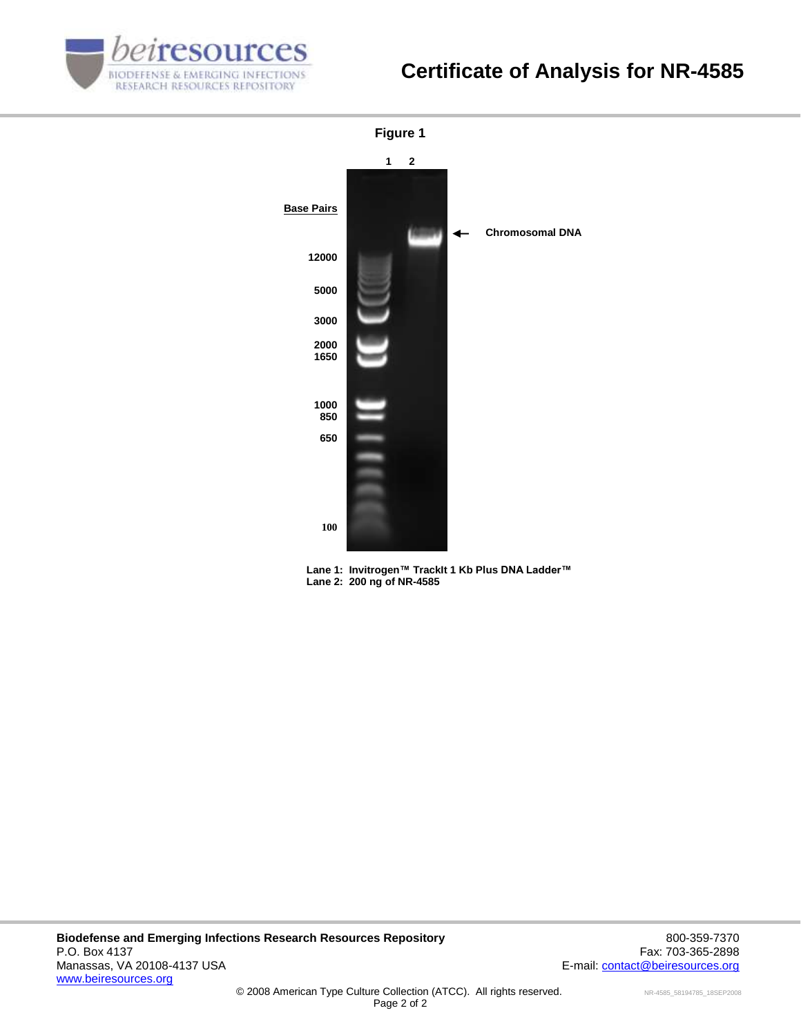# Certificate of Analysis for NR-4585

**Figure 1**

1 2

**Base Pairs**

12000

5000

3000

2000

1650

1000

850

650

100

**Chromosomal DNA**

**Lane 1: Invitrogen™ TrackIt 1 Kb Plus DNA Ladder™**
**Lane 2: 200 ng of NR-4585**

**Biodefense and Emerging Infections Research Resources Repository**
P.O. Box 4137
Manassas, VA 20108-4137 USA
www.beiresources.org

800-359-7370
Fax: 703-365-2898
E-mail: contact@beiresources.org

© 2008 American Type Culture Collection (ATCC). All rights reserved.

NR-4585_58194785_18SEP2008